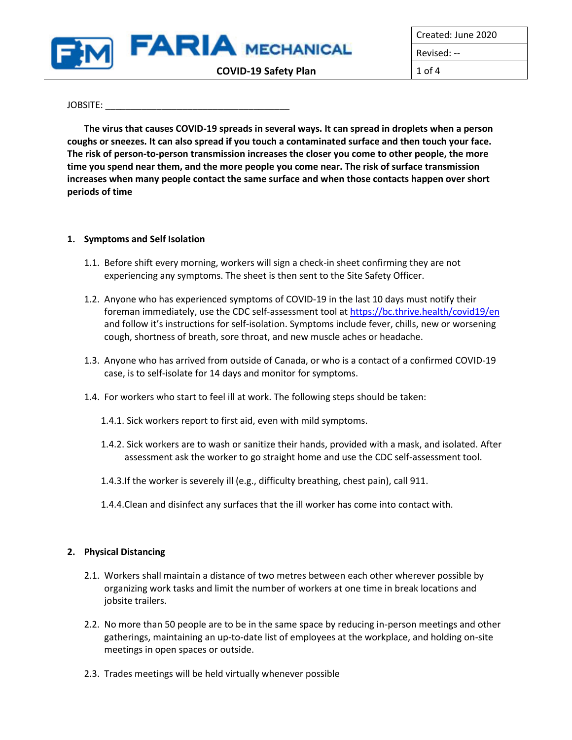# FARIA MECHANICAL

## COVID-19 Safety Plan

| Created: June 2020 |
| --- |
| Revised: -- |

JOBSITE: ____________________________________

**The virus that causes COVID-19 spreads in several ways. It can spread in droplets when a person coughs or sneezes. It can also spread if you touch a contaminated surface and then touch your face. The risk of person-to-person transmission increases the closer you come to other people, the more time you spend near them, and the more people you come near. The risk of surface transmission increases when many people contact the same surface and when those contacts happen over short periods of time**

### 1. Symptoms and Self Isolation

1.1. Before shift every morning, workers will sign a check-in sheet confirming they are not experiencing any symptoms. The sheet is then sent to the Site Safety Officer.

1.2. Anyone who has experienced symptoms of COVID-19 in the last 10 days must notify their foreman immediately, use the CDC self-assessment tool at https://bc.thrive.health/covid19/en and follow it's instructions for self-isolation. Symptoms include fever, chills, new or worsening cough, shortness of breath, sore throat, and new muscle aches or headache.

1.3. Anyone who has arrived from outside of Canada, or who is a contact of a confirmed COVID-19 case, is to self-isolate for 14 days and monitor for symptoms.

1.4. For workers who start to feel ill at work. The following steps should be taken:

1.4.1. Sick workers report to first aid, even with mild symptoms.

1.4.2. Sick workers are to wash or sanitize their hands, provided with a mask, and isolated. After assessment ask the worker to go straight home and use the CDC self-assessment tool.

1.4.3. If the worker is severely ill (e.g., difficulty breathing, chest pain), call 911.

1.4.4. Clean and disinfect any surfaces that the ill worker has come into contact with.

### 2. Physical Distancing

2.1. Workers shall maintain a distance of two metres between each other wherever possible by organizing work tasks and limit the number of workers at one time in break locations and jobsite trailers.

2.2. No more than 50 people are to be in the same space by reducing in-person meetings and other gatherings, maintaining an up-to-date list of employees at the workplace, and holding on-site meetings in open spaces or outside.

2.3. Trades meetings will be held virtually whenever possible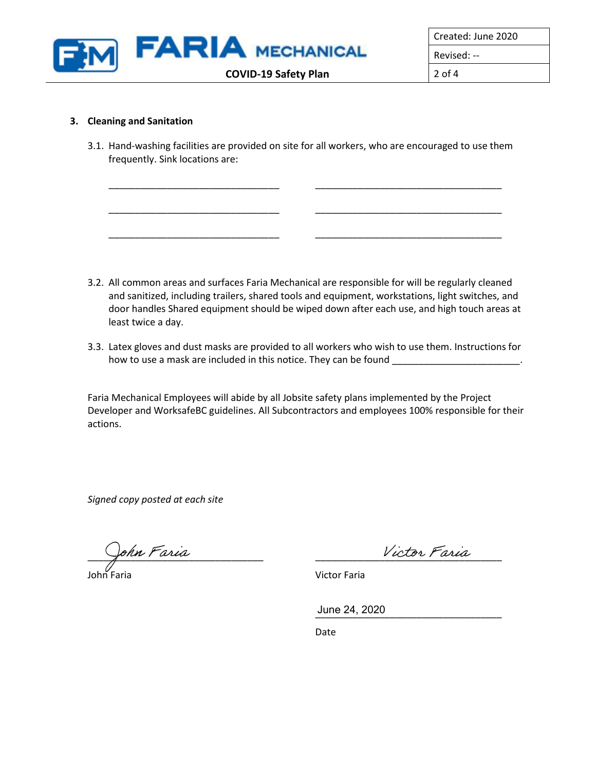### 3. Cleaning and Sanitation

3.1. Hand-washing facilities are provided on site for all workers, who are encouraged to use them frequently. Sink locations are:

_______________________________ _________________________________

_______________________________ _________________________________

_______________________________ _________________________________

3.2. All common areas and surfaces Faria Mechanical are responsible for will be regularly cleaned and sanitized, including trailers, shared tools and equipment, workstations, light switches, and door handles Shared equipment should be wiped down after each use, and high touch areas at least twice a day.

3.3. Latex gloves and dust masks are provided to all workers who wish to use them. Instructions for how to use a mask are included in this notice. They can be found ______________________.

Faria Mechanical Employees will abide by all Jobsite safety plans implemented by the Project Developer and WorksafeBC guidelines. All Subcontractors and employees 100% responsible for their actions.

*Signed copy posted at each site*

John Faria (signature)
John Faria

Victor Faria (signature)
Victor Faria

June 24, 2020
Date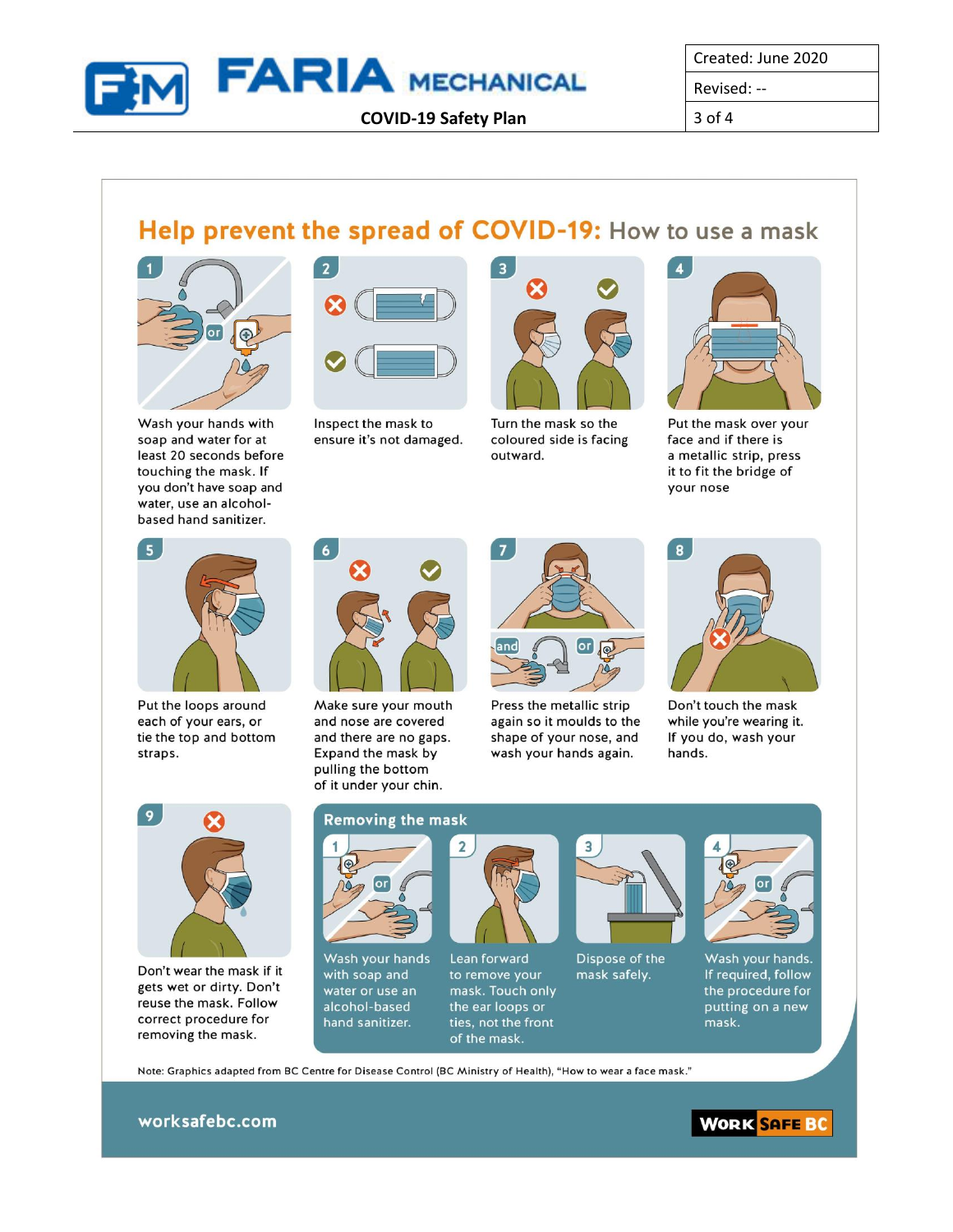## Help prevent the spread of COVID-19: How to use a mask

1. Wash your hands with soap and water for at least 20 seconds before touching the mask. If you don't have soap and water, use an alcohol-based hand sanitizer.

2. Inspect the mask to ensure it's not damaged.

3. Turn the mask so the coloured side is facing outward.

4. Put the mask over your face and if there is a metallic strip, press it to fit the bridge of your nose

5. Put the loops around each of your ears, or tie the top and bottom straps.

6. Make sure your mouth and nose are covered and there are no gaps. Expand the mask by pulling the bottom of it under your chin.

7. Press the metallic strip again so it moulds to the shape of your nose, and wash your hands again.

8. Don't touch the mask while you're wearing it. If you do, wash your hands.

9. Don't wear the mask if it gets wet or dirty. Don't reuse the mask. Follow correct procedure for removing the mask.

### Removing the mask

1. Wash your hands with soap and water or use an alcohol-based hand sanitizer.

2. Lean forward to remove your mask. Touch only the ear loops or ties, not the front of the mask.

3. Dispose of the mask safely.

4. Wash your hands. If required, follow the procedure for putting on a new mask.

Note: Graphics adapted from BC Centre for Disease Control (BC Ministry of Health), "How to wear a face mask."

worksafebc.com

WORKSAFEBC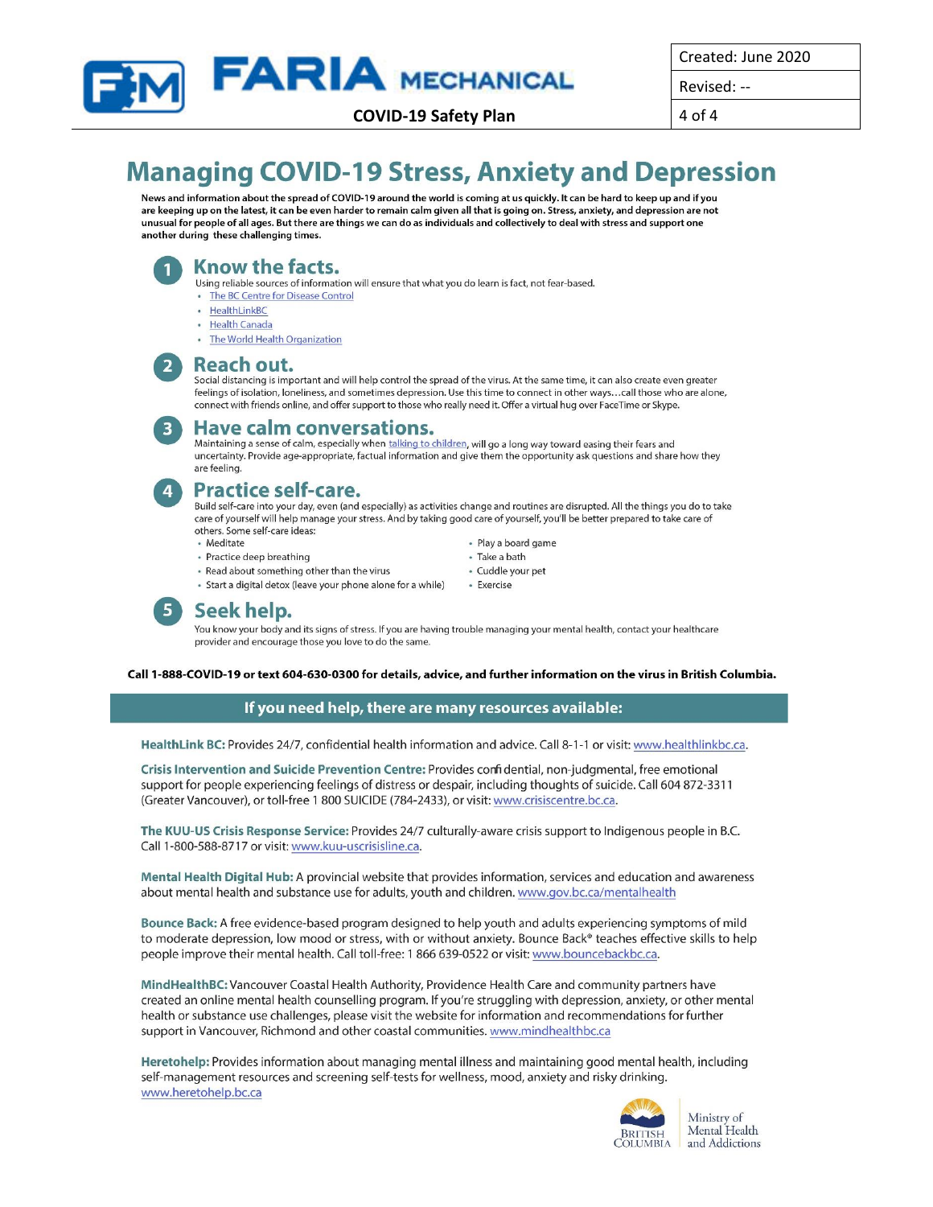# Managing COVID-19 Stress, Anxiety and Depression

**News and information about the spread of COVID-19 around the world is coming at us quickly. It can be hard to keep up and if you are keeping up on the latest, it can be even harder to remain calm given all that is going on. Stress, anxiety, and depression are not unusual for people of all ages. But there are things we can do as individuals and collectively to deal with stress and support one another during these challenging times.**

## 1 Know the facts.

Using reliable sources of information will ensure that what you do learn is fact, not fear-based.

- The BC Centre for Disease Control
- HealthLinkBC
- Health Canada
- The World Health Organization

## 2 Reach out.

Social distancing is important and will help control the spread of the virus. At the same time, it can also create even greater feelings of isolation, loneliness, and sometimes depression. Use this time to connect in other ways…call those who are alone, connect with friends online, and offer support to those who really need it. Offer a virtual hug over FaceTime or Skype.

## 3 Have calm conversations.

Maintaining a sense of calm, especially when talking to children, will go a long way toward easing their fears and uncertainty. Provide age-appropriate, factual information and give them the opportunity ask questions and share how they are feeling.

## 4 Practice self-care.

Build self-care into your day, even (and especially) as activities change and routines are disrupted. All the things you do to take care of yourself will help manage your stress. And by taking good care of yourself, you'll be better prepared to take care of others. Some self-care ideas:

- Meditate
- Practice deep breathing
- Read about something other than the virus
- Start a digital detox (leave your phone alone for a while)
- Play a board game
- Take a bath
- Cuddle your pet
- Exercise

## 5 Seek help.

You know your body and its signs of stress. If you are having trouble managing your mental health, contact your healthcare provider and encourage those you love to do the same.

**Call 1-888-COVID-19 or text 604-630-0300 for details, advice, and further information on the virus in British Columbia.**

## If you need help, there are many resources available:

**HealthLink BC:** Provides 24/7, confidential health information and advice. Call 8-1-1 or visit: www.healthlinkbc.ca.

**Crisis Intervention and Suicide Prevention Centre:** Provides confidential, non-judgmental, free emotional support for people experiencing feelings of distress or despair, including thoughts of suicide. Call 604 872-3311 (Greater Vancouver), or toll-free 1 800 SUICIDE (784-2433), or visit: www.crisiscentre.bc.ca.

**The KUU-US Crisis Response Service:** Provides 24/7 culturally-aware crisis support to Indigenous people in B.C. Call 1-800-588-8717 or visit: www.kuu-uscrisisline.ca.

**Mental Health Digital Hub:** A provincial website that provides information, services and education and awareness about mental health and substance use for adults, youth and children. www.gov.bc.ca/mentalhealth

**Bounce Back:** A free evidence-based program designed to help youth and adults experiencing symptoms of mild to moderate depression, low mood or stress, with or without anxiety. Bounce Back® teaches effective skills to help people improve their mental health. Call toll-free: 1 866 639-0522 or visit: www.bouncebackbc.ca.

**MindHealthBC:** Vancouver Coastal Health Authority, Providence Health Care and community partners have created an online mental health counselling program. If you're struggling with depression, anxiety, or other mental health or substance use challenges, please visit the website for information and recommendations for further support in Vancouver, Richmond and other coastal communities. www.mindhealthbc.ca

**Heretohelp:** Provides information about managing mental illness and maintaining good mental health, including self-management resources and screening self-tests for wellness, mood, anxiety and risky drinking. www.heretohelp.bc.ca

British Columbia | Ministry of Mental Health and Addictions